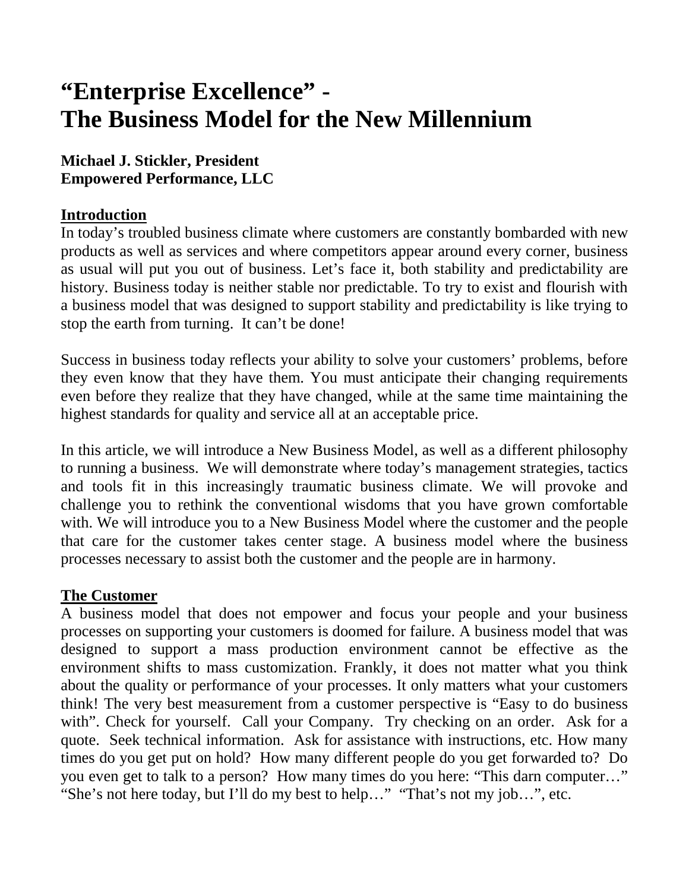# "Enterprise Excellence" -
# The Business Model for the New Millennium

**Michael J. Stickler, President**
**Empowered Performance, LLC**

## Introduction

In today's troubled business climate where customers are constantly bombarded with new products as well as services and where competitors appear around every corner, business as usual will put you out of business. Let's face it, both stability and predictability are history. Business today is neither stable nor predictable. To try to exist and flourish with a business model that was designed to support stability and predictability is like trying to stop the earth from turning. It can't be done!

Success in business today reflects your ability to solve your customers' problems, before they even know that they have them. You must anticipate their changing requirements even before they realize that they have changed, while at the same time maintaining the highest standards for quality and service all at an acceptable price.

In this article, we will introduce a New Business Model, as well as a different philosophy to running a business. We will demonstrate where today's management strategies, tactics and tools fit in this increasingly traumatic business climate. We will provoke and challenge you to rethink the conventional wisdoms that you have grown comfortable with. We will introduce you to a New Business Model where the customer and the people that care for the customer takes center stage. A business model where the business processes necessary to assist both the customer and the people are in harmony.

## The Customer

A business model that does not empower and focus your people and your business processes on supporting your customers is doomed for failure. A business model that was designed to support a mass production environment cannot be effective as the environment shifts to mass customization. Frankly, it does not matter what you think about the quality or performance of your processes. It only matters what your customers think! The very best measurement from a customer perspective is "Easy to do business with". Check for yourself. Call your Company. Try checking on an order. Ask for a quote. Seek technical information. Ask for assistance with instructions, etc. How many times do you get put on hold? How many different people do you get forwarded to? Do you even get to talk to a person? How many times do you here: "This darn computer…" "She's not here today, but I'll do my best to help…" "That's not my job…", etc.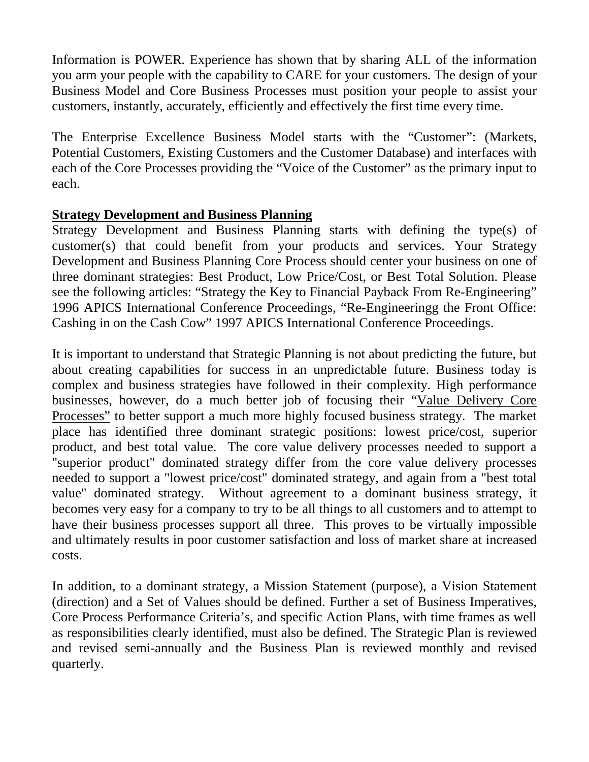Information is POWER. Experience has shown that by sharing ALL of the information you arm your people with the capability to CARE for your customers. The design of your Business Model and Core Business Processes must position your people to assist your customers, instantly, accurately, efficiently and effectively the first time every time.

The Enterprise Excellence Business Model starts with the "Customer": (Markets, Potential Customers, Existing Customers and the Customer Database) and interfaces with each of the Core Processes providing the "Voice of the Customer" as the primary input to each.

**Strategy Development and Business Planning**

Strategy Development and Business Planning starts with defining the type(s) of customer(s) that could benefit from your products and services. Your Strategy Development and Business Planning Core Process should center your business on one of three dominant strategies: Best Product, Low Price/Cost, or Best Total Solution. Please see the following articles: "Strategy the Key to Financial Payback From Re-Engineering" 1996 APICS International Conference Proceedings, "Re-Engineeringg the Front Office: Cashing in on the Cash Cow" 1997 APICS International Conference Proceedings.

It is important to understand that Strategic Planning is not about predicting the future, but about creating capabilities for success in an unpredictable future. Business today is complex and business strategies have followed in their complexity. High performance businesses, however, do a much better job of focusing their "Value Delivery Core Processes" to better support a much more highly focused business strategy. The market place has identified three dominant strategic positions: lowest price/cost, superior product, and best total value. The core value delivery processes needed to support a "superior product" dominated strategy differ from the core value delivery processes needed to support a "lowest price/cost" dominated strategy, and again from a "best total value" dominated strategy. Without agreement to a dominant business strategy, it becomes very easy for a company to try to be all things to all customers and to attempt to have their business processes support all three. This proves to be virtually impossible and ultimately results in poor customer satisfaction and loss of market share at increased costs.

In addition, to a dominant strategy, a Mission Statement (purpose), a Vision Statement (direction) and a Set of Values should be defined. Further a set of Business Imperatives, Core Process Performance Criteria's, and specific Action Plans, with time frames as well as responsibilities clearly identified, must also be defined. The Strategic Plan is reviewed and revised semi-annually and the Business Plan is reviewed monthly and revised quarterly.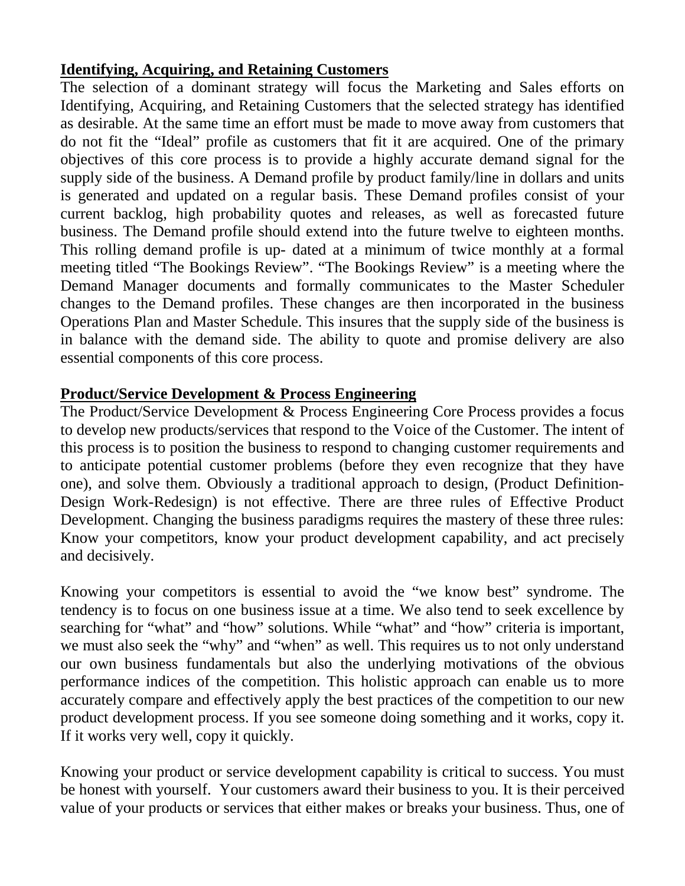## Identifying, Acquiring, and Retaining Customers

The selection of a dominant strategy will focus the Marketing and Sales efforts on Identifying, Acquiring, and Retaining Customers that the selected strategy has identified as desirable. At the same time an effort must be made to move away from customers that do not fit the "Ideal" profile as customers that fit it are acquired. One of the primary objectives of this core process is to provide a highly accurate demand signal for the supply side of the business. A Demand profile by product family/line in dollars and units is generated and updated on a regular basis. These Demand profiles consist of your current backlog, high probability quotes and releases, as well as forecasted future business. The Demand profile should extend into the future twelve to eighteen months. This rolling demand profile is up- dated at a minimum of twice monthly at a formal meeting titled "The Bookings Review". "The Bookings Review" is a meeting where the Demand Manager documents and formally communicates to the Master Scheduler changes to the Demand profiles. These changes are then incorporated in the business Operations Plan and Master Schedule. This insures that the supply side of the business is in balance with the demand side. The ability to quote and promise delivery are also essential components of this core process.

## Product/Service Development & Process Engineering

The Product/Service Development & Process Engineering Core Process provides a focus to develop new products/services that respond to the Voice of the Customer. The intent of this process is to position the business to respond to changing customer requirements and to anticipate potential customer problems (before they even recognize that they have one), and solve them. Obviously a traditional approach to design, (Product Definition-Design Work-Redesign) is not effective. There are three rules of Effective Product Development. Changing the business paradigms requires the mastery of these three rules: Know your competitors, know your product development capability, and act precisely and decisively.

Knowing your competitors is essential to avoid the "we know best" syndrome. The tendency is to focus on one business issue at a time. We also tend to seek excellence by searching for "what" and "how" solutions. While "what" and "how" criteria is important, we must also seek the "why" and "when" as well. This requires us to not only understand our own business fundamentals but also the underlying motivations of the obvious performance indices of the competition. This holistic approach can enable us to more accurately compare and effectively apply the best practices of the competition to our new product development process. If you see someone doing something and it works, copy it. If it works very well, copy it quickly.

Knowing your product or service development capability is critical to success. You must be honest with yourself. Your customers award their business to you. It is their perceived value of your products or services that either makes or breaks your business. Thus, one of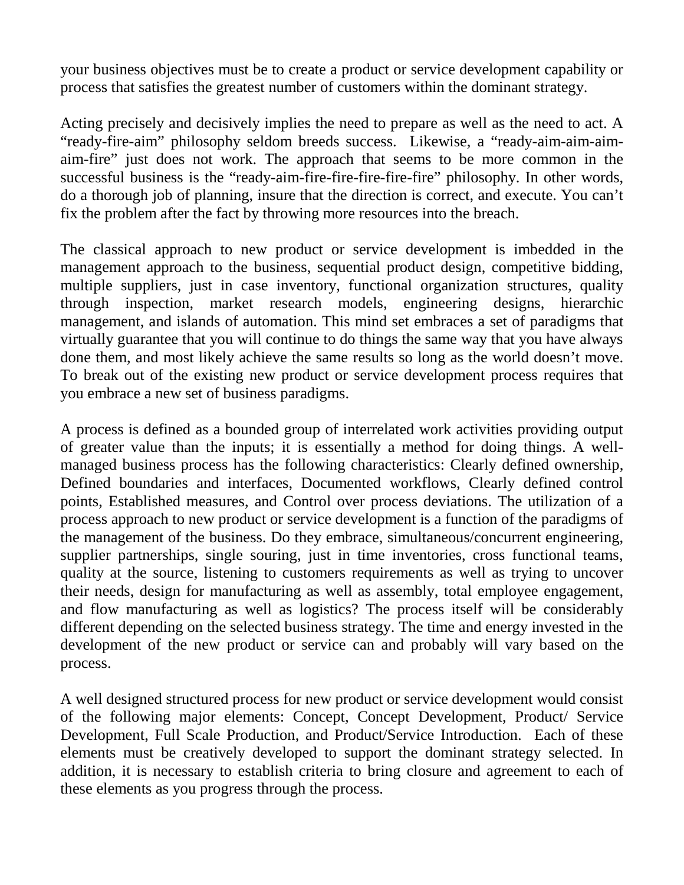your business objectives must be to create a product or service development capability or process that satisfies the greatest number of customers within the dominant strategy.

Acting precisely and decisively implies the need to prepare as well as the need to act. A “ready-fire-aim” philosophy seldom breeds success. Likewise, a “ready-aim-aim-aim-aim-fire” just does not work. The approach that seems to be more common in the successful business is the “ready-aim-fire-fire-fire-fire-fire” philosophy. In other words, do a thorough job of planning, insure that the direction is correct, and execute. You can’t fix the problem after the fact by throwing more resources into the breach.

The classical approach to new product or service development is imbedded in the management approach to the business, sequential product design, competitive bidding, multiple suppliers, just in case inventory, functional organization structures, quality through inspection, market research models, engineering designs, hierarchic management, and islands of automation. This mind set embraces a set of paradigms that virtually guarantee that you will continue to do things the same way that you have always done them, and most likely achieve the same results so long as the world doesn’t move. To break out of the existing new product or service development process requires that you embrace a new set of business paradigms.

A process is defined as a bounded group of interrelated work activities providing output of greater value than the inputs; it is essentially a method for doing things. A well-managed business process has the following characteristics: Clearly defined ownership, Defined boundaries and interfaces, Documented workflows, Clearly defined control points, Established measures, and Control over process deviations. The utilization of a process approach to new product or service development is a function of the paradigms of the management of the business. Do they embrace, simultaneous/concurrent engineering, supplier partnerships, single souring, just in time inventories, cross functional teams, quality at the source, listening to customers requirements as well as trying to uncover their needs, design for manufacturing as well as assembly, total employee engagement, and flow manufacturing as well as logistics? The process itself will be considerably different depending on the selected business strategy. The time and energy invested in the development of the new product or service can and probably will vary based on the process.

A well designed structured process for new product or service development would consist of the following major elements: Concept, Concept Development, Product/ Service Development, Full Scale Production, and Product/Service Introduction. Each of these elements must be creatively developed to support the dominant strategy selected. In addition, it is necessary to establish criteria to bring closure and agreement to each of these elements as you progress through the process.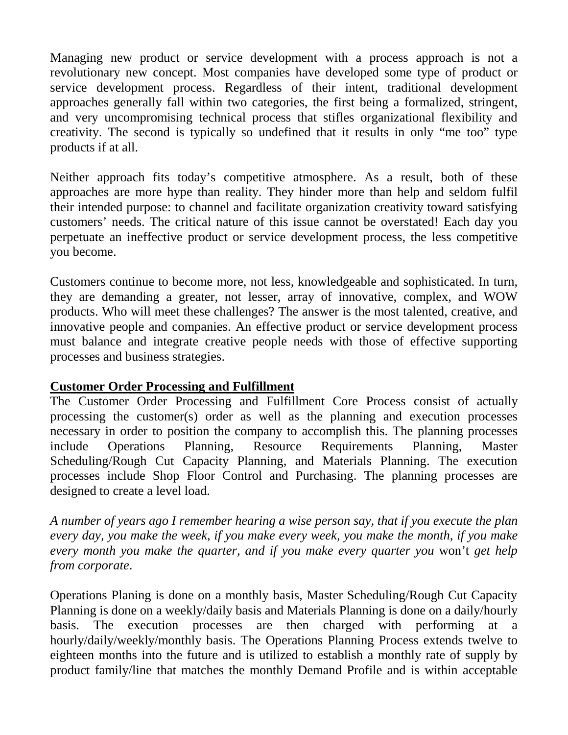Managing new product or service development with a process approach is not a revolutionary new concept. Most companies have developed some type of product or service development process. Regardless of their intent, traditional development approaches generally fall within two categories, the first being a formalized, stringent, and very uncompromising technical process that stifles organizational flexibility and creativity. The second is typically so undefined that it results in only "me too" type products if at all.

Neither approach fits today's competitive atmosphere. As a result, both of these approaches are more hype than reality. They hinder more than help and seldom fulfil their intended purpose: to channel and facilitate organization creativity toward satisfying customers' needs. The critical nature of this issue cannot be overstated! Each day you perpetuate an ineffective product or service development process, the less competitive you become.

Customers continue to become more, not less, knowledgeable and sophisticated. In turn, they are demanding a greater, not lesser, array of innovative, complex, and WOW products. Who will meet these challenges? The answer is the most talented, creative, and innovative people and companies. An effective product or service development process must balance and integrate creative people needs with those of effective supporting processes and business strategies.

**Customer Order Processing and Fulfillment**

The Customer Order Processing and Fulfillment Core Process consist of actually processing the customer(s) order as well as the planning and execution processes necessary in order to position the company to accomplish this. The planning processes include Operations Planning, Resource Requirements Planning, Master Scheduling/Rough Cut Capacity Planning, and Materials Planning. The execution processes include Shop Floor Control and Purchasing. The planning processes are designed to create a level load.

*A number of years ago I remember hearing a wise person say, that if you execute the plan every day, you make the week, if you make every week, you make the month, if you make every month you make the quarter, and if you make every quarter you* won't *get help from corporate.*

Operations Planing is done on a monthly basis, Master Scheduling/Rough Cut Capacity Planning is done on a weekly/daily basis and Materials Planning is done on a daily/hourly basis. The execution processes are then charged with performing at a hourly/daily/weekly/monthly basis. The Operations Planning Process extends twelve to eighteen months into the future and is utilized to establish a monthly rate of supply by product family/line that matches the monthly Demand Profile and is within acceptable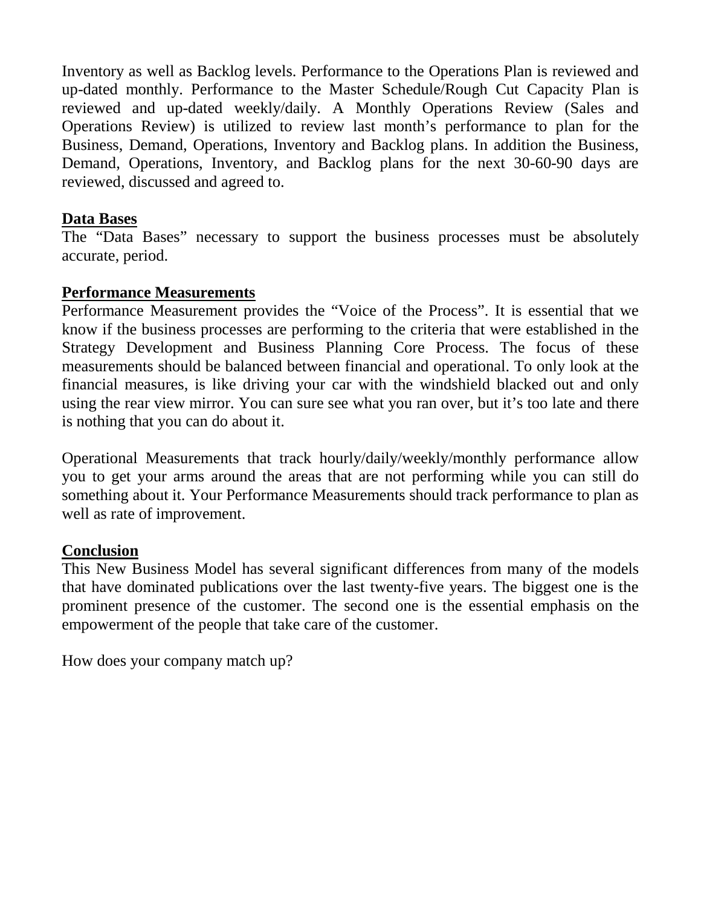Inventory as well as Backlog levels. Performance to the Operations Plan is reviewed and up-dated monthly. Performance to the Master Schedule/Rough Cut Capacity Plan is reviewed and up-dated weekly/daily. A Monthly Operations Review (Sales and Operations Review) is utilized to review last month's performance to plan for the Business, Demand, Operations, Inventory and Backlog plans. In addition the Business, Demand, Operations, Inventory, and Backlog plans for the next 30-60-90 days are reviewed, discussed and agreed to.

## Data Bases

The "Data Bases" necessary to support the business processes must be absolutely accurate, period.

## Performance Measurements

Performance Measurement provides the "Voice of the Process". It is essential that we know if the business processes are performing to the criteria that were established in the Strategy Development and Business Planning Core Process. The focus of these measurements should be balanced between financial and operational. To only look at the financial measures, is like driving your car with the windshield blacked out and only using the rear view mirror. You can sure see what you ran over, but it's too late and there is nothing that you can do about it.

Operational Measurements that track hourly/daily/weekly/monthly performance allow you to get your arms around the areas that are not performing while you can still do something about it. Your Performance Measurements should track performance to plan as well as rate of improvement.

## Conclusion

This New Business Model has several significant differences from many of the models that have dominated publications over the last twenty-five years. The biggest one is the prominent presence of the customer. The second one is the essential emphasis on the empowerment of the people that take care of the customer.

How does your company match up?